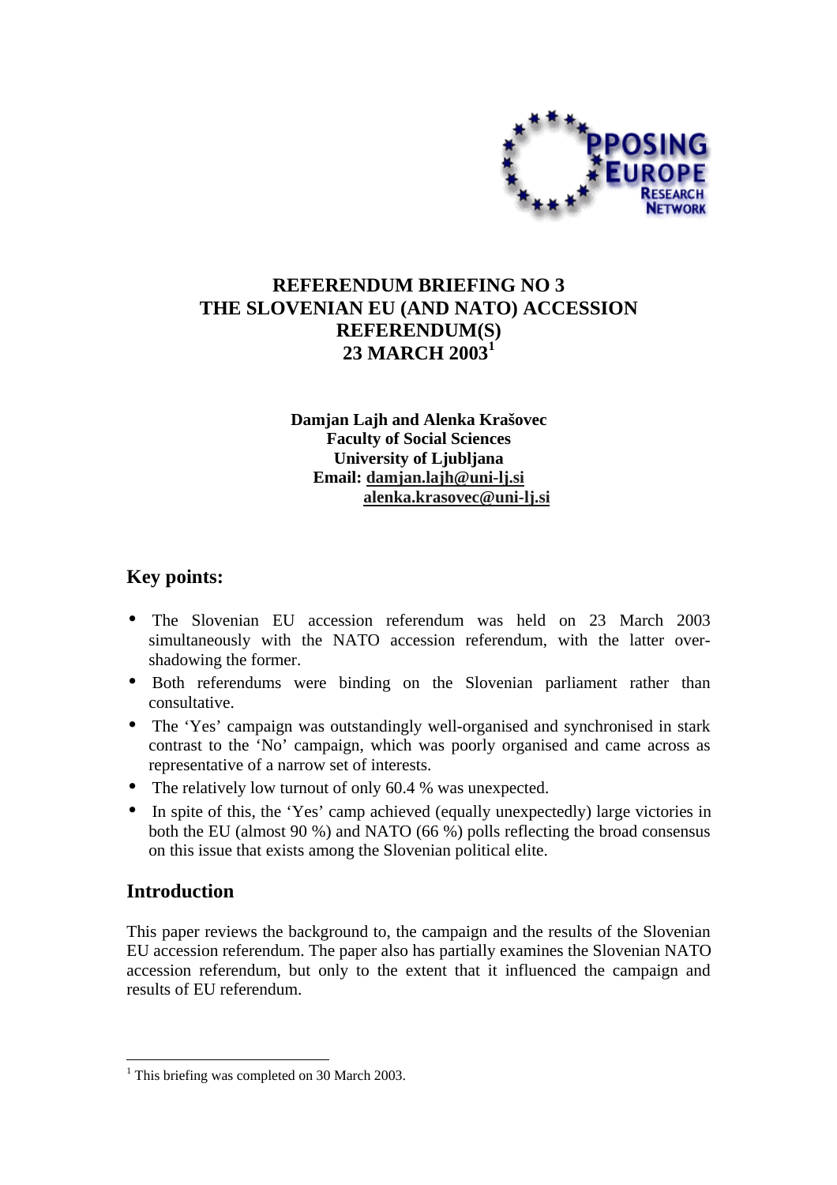# REFERENDUM BRIEFING NO 3
# THE SLOVENIAN EU (AND NATO) ACCESSION REFERENDUM(S)
# 23 MARCH 2003[1]

**Damjan Lajh and Alenka Krašovec**
**Faculty of Social Sciences**
**University of Ljubljana**
**Email: damjan.lajh@uni-lj.si**
**alenka.krasovec@uni-lj.si**

## Key points:

- The Slovenian EU accession referendum was held on 23 March 2003 simultaneously with the NATO accession referendum, with the latter over-shadowing the former.
- Both referendums were binding on the Slovenian parliament rather than consultative.
- The 'Yes' campaign was outstandingly well-organised and synchronised in stark contrast to the 'No' campaign, which was poorly organised and came across as representative of a narrow set of interests.
- The relatively low turnout of only 60.4 % was unexpected.
- In spite of this, the 'Yes' camp achieved (equally unexpectedly) large victories in both the EU (almost 90 %) and NATO (66 %) polls reflecting the broad consensus on this issue that exists among the Slovenian political elite.

## Introduction

This paper reviews the background to, the campaign and the results of the Slovenian EU accession referendum. The paper also has partially examines the Slovenian NATO accession referendum, but only to the extent that it influenced the campaign and results of EU referendum.

[1] This briefing was completed on 30 March 2003.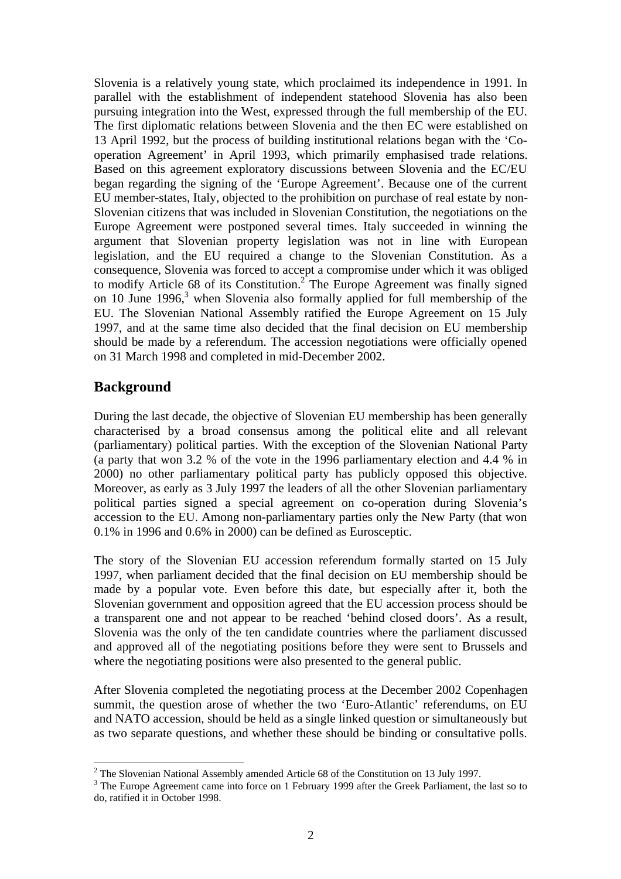Slovenia is a relatively young state, which proclaimed its independence in 1991. In parallel with the establishment of independent statehood Slovenia has also been pursuing integration into the West, expressed through the full membership of the EU. The first diplomatic relations between Slovenia and the then EC were established on 13 April 1992, but the process of building institutional relations began with the 'Co-operation Agreement' in April 1993, which primarily emphasised trade relations. Based on this agreement exploratory discussions between Slovenia and the EC/EU began regarding the signing of the 'Europe Agreement'. Because one of the current EU member-states, Italy, objected to the prohibition on purchase of real estate by non-Slovenian citizens that was included in Slovenian Constitution, the negotiations on the Europe Agreement were postponed several times. Italy succeeded in winning the argument that Slovenian property legislation was not in line with European legislation, and the EU required a change to the Slovenian Constitution. As a consequence, Slovenia was forced to accept a compromise under which it was obliged to modify Article 68 of its Constitution.[2] The Europe Agreement was finally signed on 10 June 1996,[3] when Slovenia also formally applied for full membership of the EU. The Slovenian National Assembly ratified the Europe Agreement on 15 July 1997, and at the same time also decided that the final decision on EU membership should be made by a referendum. The accession negotiations were officially opened on 31 March 1998 and completed in mid-December 2002.

## Background

During the last decade, the objective of Slovenian EU membership has been generally characterised by a broad consensus among the political elite and all relevant (parliamentary) political parties. With the exception of the Slovenian National Party (a party that won 3.2 % of the vote in the 1996 parliamentary election and 4.4 % in 2000) no other parliamentary political party has publicly opposed this objective. Moreover, as early as 3 July 1997 the leaders of all the other Slovenian parliamentary political parties signed a special agreement on co-operation during Slovenia's accession to the EU. Among non-parliamentary parties only the New Party (that won 0.1% in 1996 and 0.6% in 2000) can be defined as Eurosceptic.

The story of the Slovenian EU accession referendum formally started on 15 July 1997, when parliament decided that the final decision on EU membership should be made by a popular vote. Even before this date, but especially after it, both the Slovenian government and opposition agreed that the EU accession process should be a transparent one and not appear to be reached 'behind closed doors'. As a result, Slovenia was the only of the ten candidate countries where the parliament discussed and approved all of the negotiating positions before they were sent to Brussels and where the negotiating positions were also presented to the general public.

After Slovenia completed the negotiating process at the December 2002 Copenhagen summit, the question arose of whether the two 'Euro-Atlantic' referendums, on EU and NATO accession, should be held as a single linked question or simultaneously but as two separate questions, and whether these should be binding or consultative polls.

---

[2] The Slovenian National Assembly amended Article 68 of the Constitution on 13 July 1997.

[3] The Europe Agreement came into force on 1 February 1999 after the Greek Parliament, the last so to do, ratified it in October 1998.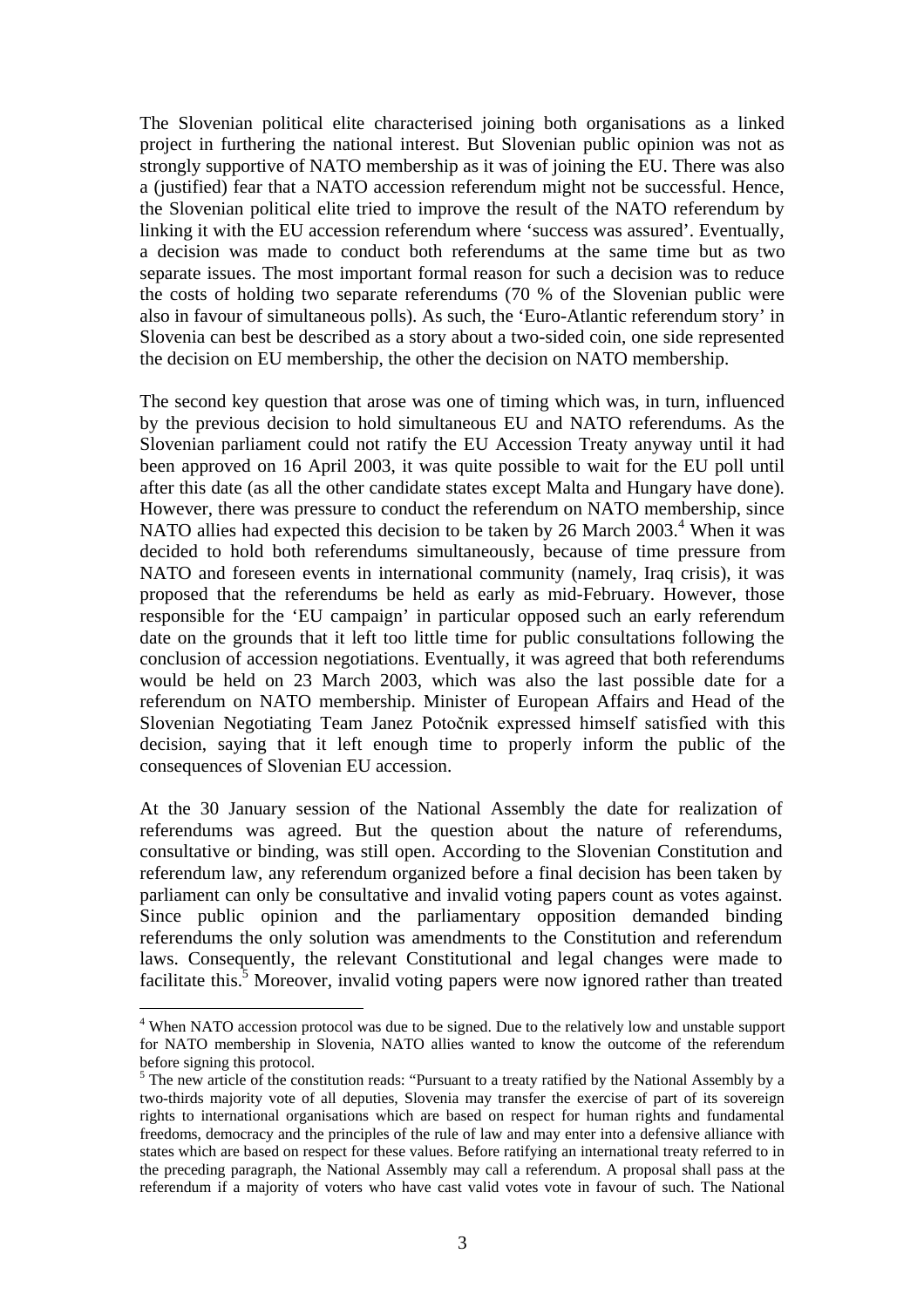The Slovenian political elite characterised joining both organisations as a linked project in furthering the national interest. But Slovenian public opinion was not as strongly supportive of NATO membership as it was of joining the EU. There was also a (justified) fear that a NATO accession referendum might not be successful. Hence, the Slovenian political elite tried to improve the result of the NATO referendum by linking it with the EU accession referendum where 'success was assured'. Eventually, a decision was made to conduct both referendums at the same time but as two separate issues. The most important formal reason for such a decision was to reduce the costs of holding two separate referendums (70 % of the Slovenian public were also in favour of simultaneous polls). As such, the 'Euro-Atlantic referendum story' in Slovenia can best be described as a story about a two-sided coin, one side represented the decision on EU membership, the other the decision on NATO membership.

The second key question that arose was one of timing which was, in turn, influenced by the previous decision to hold simultaneous EU and NATO referendums. As the Slovenian parliament could not ratify the EU Accession Treaty anyway until it had been approved on 16 April 2003, it was quite possible to wait for the EU poll until after this date (as all the other candidate states except Malta and Hungary have done). However, there was pressure to conduct the referendum on NATO membership, since NATO allies had expected this decision to be taken by 26 March 2003.[4] When it was decided to hold both referendums simultaneously, because of time pressure from NATO and foreseen events in international community (namely, Iraq crisis), it was proposed that the referendums be held as early as mid-February. However, those responsible for the 'EU campaign' in particular opposed such an early referendum date on the grounds that it left too little time for public consultations following the conclusion of accession negotiations. Eventually, it was agreed that both referendums would be held on 23 March 2003, which was also the last possible date for a referendum on NATO membership. Minister of European Affairs and Head of the Slovenian Negotiating Team Janez Potočnik expressed himself satisfied with this decision, saying that it left enough time to properly inform the public of the consequences of Slovenian EU accession.

At the 30 January session of the National Assembly the date for realization of referendums was agreed. But the question about the nature of referendums, consultative or binding, was still open. According to the Slovenian Constitution and referendum law, any referendum organized before a final decision has been taken by parliament can only be consultative and invalid voting papers count as votes against. Since public opinion and the parliamentary opposition demanded binding referendums the only solution was amendments to the Constitution and referendum laws. Consequently, the relevant Constitutional and legal changes were made to facilitate this.[5] Moreover, invalid voting papers were now ignored rather than treated

[4] When NATO accession protocol was due to be signed. Due to the relatively low and unstable support for NATO membership in Slovenia, NATO allies wanted to know the outcome of the referendum before signing this protocol.

[5] The new article of the constitution reads: "Pursuant to a treaty ratified by the National Assembly by a two-thirds majority vote of all deputies, Slovenia may transfer the exercise of part of its sovereign rights to international organisations which are based on respect for human rights and fundamental freedoms, democracy and the principles of the rule of law and may enter into a defensive alliance with states which are based on respect for these values. Before ratifying an international treaty referred to in the preceding paragraph, the National Assembly may call a referendum. A proposal shall pass at the referendum if a majority of voters who have cast valid votes vote in favour of such. The National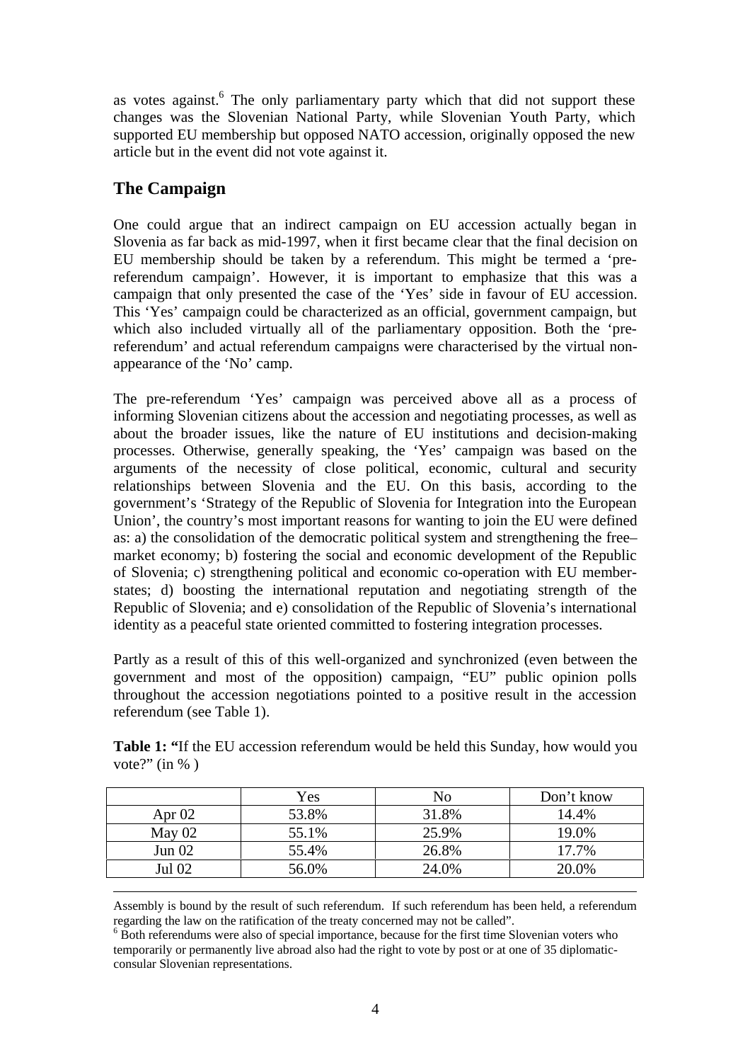as votes against.[6] The only parliamentary party which that did not support these changes was the Slovenian National Party, while Slovenian Youth Party, which supported EU membership but opposed NATO accession, originally opposed the new article but in the event did not vote against it.

## The Campaign

One could argue that an indirect campaign on EU accession actually began in Slovenia as far back as mid-1997, when it first became clear that the final decision on EU membership should be taken by a referendum. This might be termed a 'pre-referendum campaign'. However, it is important to emphasize that this was a campaign that only presented the case of the 'Yes' side in favour of EU accession. This 'Yes' campaign could be characterized as an official, government campaign, but which also included virtually all of the parliamentary opposition. Both the 'pre-referendum' and actual referendum campaigns were characterised by the virtual non-appearance of the 'No' camp.

The pre-referendum 'Yes' campaign was perceived above all as a process of informing Slovenian citizens about the accession and negotiating processes, as well as about the broader issues, like the nature of EU institutions and decision-making processes. Otherwise, generally speaking, the 'Yes' campaign was based on the arguments of the necessity of close political, economic, cultural and security relationships between Slovenia and the EU. On this basis, according to the government's 'Strategy of the Republic of Slovenia for Integration into the European Union', the country's most important reasons for wanting to join the EU were defined as: a) the consolidation of the democratic political system and strengthening the free–market economy; b) fostering the social and economic development of the Republic of Slovenia; c) strengthening political and economic co-operation with EU member-states; d) boosting the international reputation and negotiating strength of the Republic of Slovenia; and e) consolidation of the Republic of Slovenia's international identity as a peaceful state oriented committed to fostering integration processes.

Partly as a result of this of this well-organized and synchronized (even between the government and most of the opposition) campaign, "EU" public opinion polls throughout the accession negotiations pointed to a positive result in the accession referendum (see Table 1).

**Table 1: "**If the EU accession referendum would be held this Sunday, how would you vote?" (in % )

| | Yes | No | Don't know |
|---|---|---|---|
| Apr 02 | 53.8% | 31.8% | 14.4% |
| May 02 | 55.1% | 25.9% | 19.0% |
| Jun 02 | 55.4% | 26.8% | 17.7% |
| Jul 02 | 56.0% | 24.0% | 20.0% |

Assembly is bound by the result of such referendum. If such referendum has been held, a referendum regarding the law on the ratification of the treaty concerned may not be called".

[6] Both referendums were also of special importance, because for the first time Slovenian voters who temporarily or permanently live abroad also had the right to vote by post or at one of 35 diplomatic-consular Slovenian representations.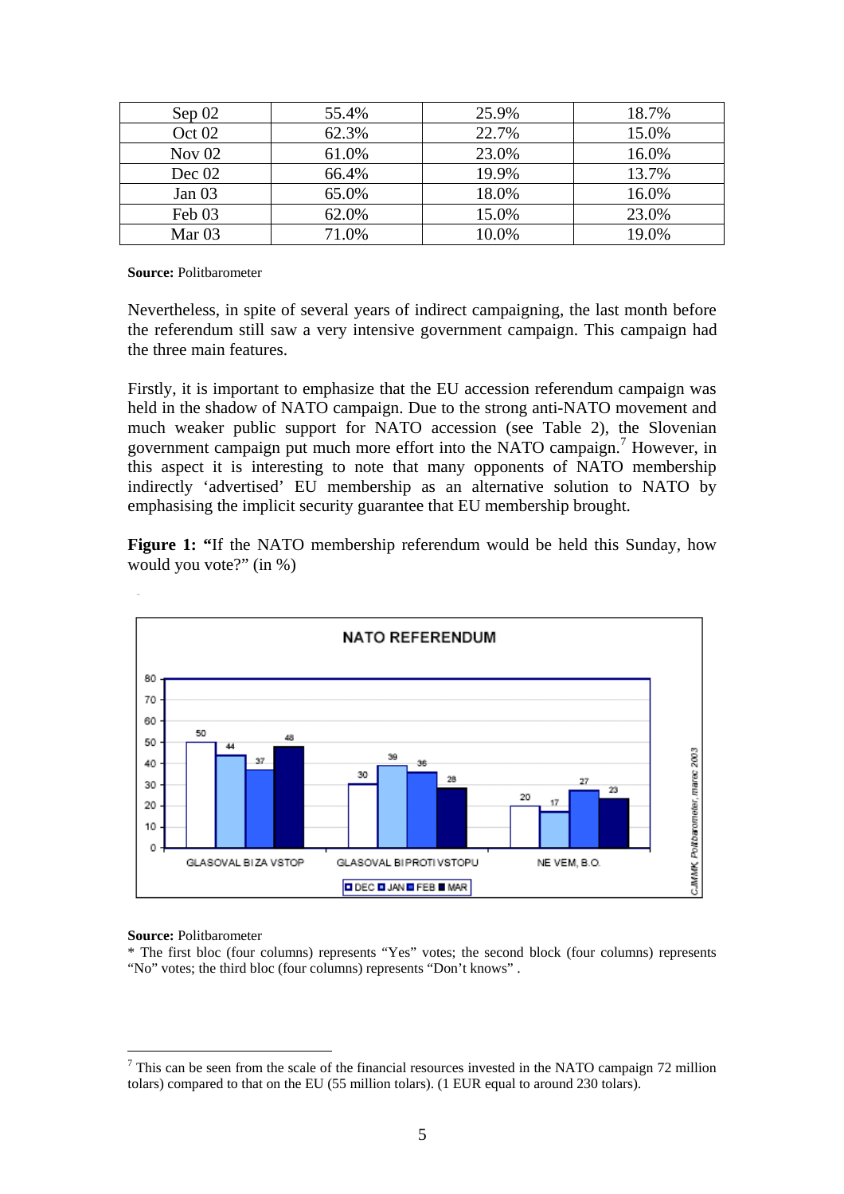| Sep 02 | 55.4% | 25.9% | 18.7% |
|---|---|---|---|
| Oct 02 | 62.3% | 22.7% | 15.0% |
| Nov 02 | 61.0% | 23.0% | 16.0% |
| Dec 02 | 66.4% | 19.9% | 13.7% |
| Jan 03 | 65.0% | 18.0% | 16.0% |
| Feb 03 | 62.0% | 15.0% | 23.0% |
| Mar 03 | 71.0% | 10.0% | 19.0% |

**Source:** Politbarometer

Nevertheless, in spite of several years of indirect campaigning, the last month before the referendum still saw a very intensive government campaign. This campaign had the three main features.

Firstly, it is important to emphasize that the EU accession referendum campaign was held in the shadow of NATO campaign. Due to the strong anti-NATO movement and much weaker public support for NATO accession (see Table 2), the Slovenian government campaign put much more effort into the NATO campaign.[7] However, in this aspect it is interesting to note that many opponents of NATO membership indirectly 'advertised' EU membership as an alternative solution to NATO by emphasising the implicit security guarantee that EU membership brought.

**Figure 1: "**If the NATO membership referendum would be held this Sunday, how would you vote?" (in %)

**Source:** Politbarometer

* The first bloc (four columns) represents "Yes" votes; the second block (four columns) represents "No" votes; the third bloc (four columns) represents "Don't knows" .

[7] This can be seen from the scale of the financial resources invested in the NATO campaign 72 million tolars) compared to that on the EU (55 million tolars). (1 EUR equal to around 230 tolars).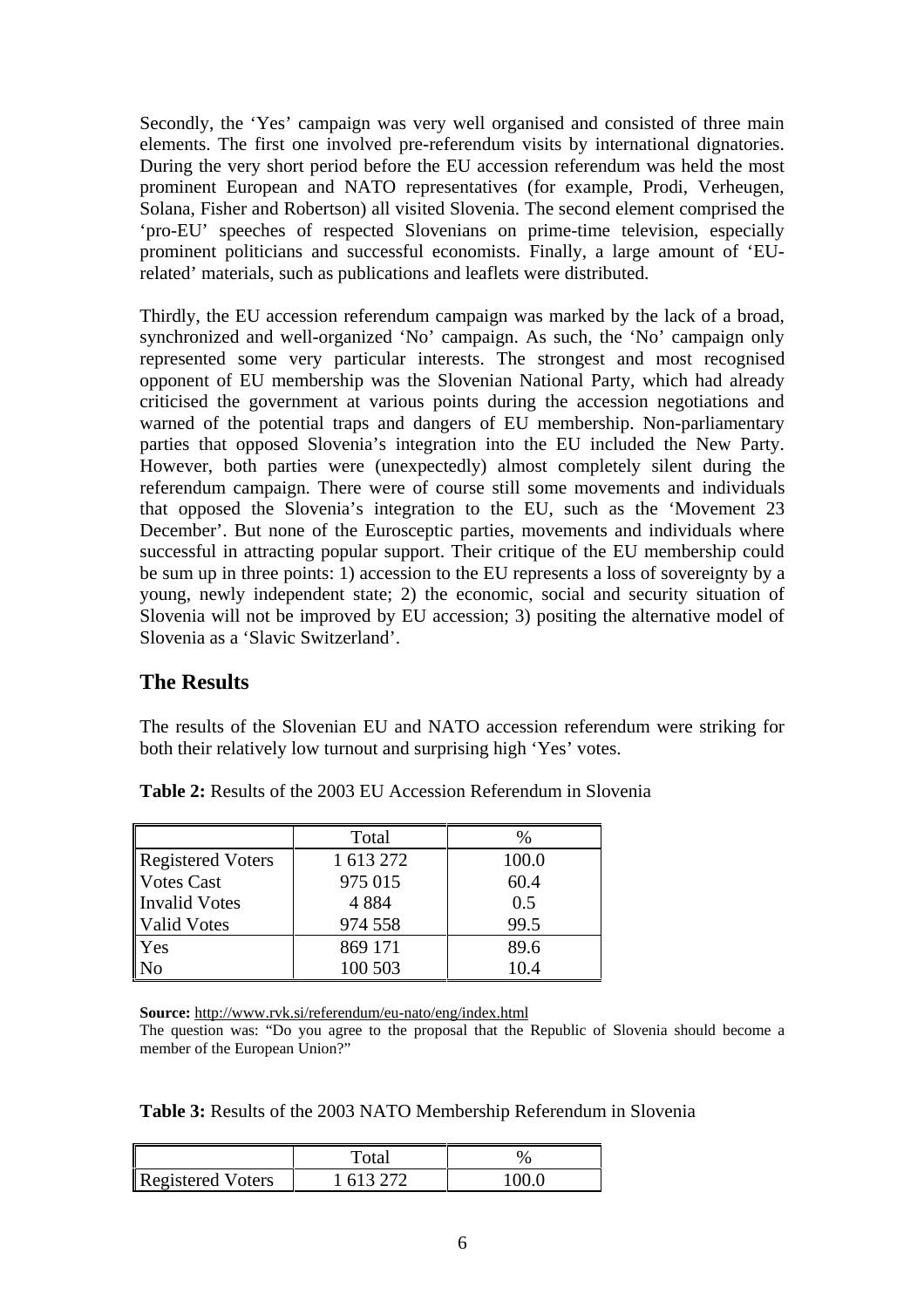Secondly, the 'Yes' campaign was very well organised and consisted of three main elements. The first one involved pre-referendum visits by international dignatories. During the very short period before the EU accession referendum was held the most prominent European and NATO representatives (for example, Prodi, Verheugen, Solana, Fisher and Robertson) all visited Slovenia. The second element comprised the 'pro-EU' speeches of respected Slovenians on prime-time television, especially prominent politicians and successful economists. Finally, a large amount of 'EU-related' materials, such as publications and leaflets were distributed.

Thirdly, the EU accession referendum campaign was marked by the lack of a broad, synchronized and well-organized 'No' campaign. As such, the 'No' campaign only represented some very particular interests. The strongest and most recognised opponent of EU membership was the Slovenian National Party, which had already criticised the government at various points during the accession negotiations and warned of the potential traps and dangers of EU membership. Non-parliamentary parties that opposed Slovenia's integration into the EU included the New Party. However, both parties were (unexpectedly) almost completely silent during the referendum campaign. There were of course still some movements and individuals that opposed the Slovenia's integration to the EU, such as the 'Movement 23 December'. But none of the Eurosceptic parties, movements and individuals where successful in attracting popular support. Their critique of the EU membership could be sum up in three points: 1) accession to the EU represents a loss of sovereignty by a young, newly independent state; 2) the economic, social and security situation of Slovenia will not be improved by EU accession; 3) positing the alternative model of Slovenia as a 'Slavic Switzerland'.

## The Results

The results of the Slovenian EU and NATO accession referendum were striking for both their relatively low turnout and surprising high 'Yes' votes.

**Table 2:** Results of the 2003 EU Accession Referendum in Slovenia

| | Total | % |
|---|---|---|
| Registered Voters | 1 613 272 | 100.0 |
| Votes Cast | 975 015 | 60.4 |
| Invalid Votes | 4 884 | 0.5 |
| Valid Votes | 974 558 | 99.5 |
| Yes | 869 171 | 89.6 |
| No | 100 503 | 10.4 |

**Source:** http://www.rvk.si/referendum/eu-nato/eng/index.html
The question was: "Do you agree to the proposal that the Republic of Slovenia should become a member of the European Union?"

**Table 3:** Results of the 2003 NATO Membership Referendum in Slovenia

| | Total | % |
|---|---|---|
| Registered Voters | 1 613 272 | 100.0 |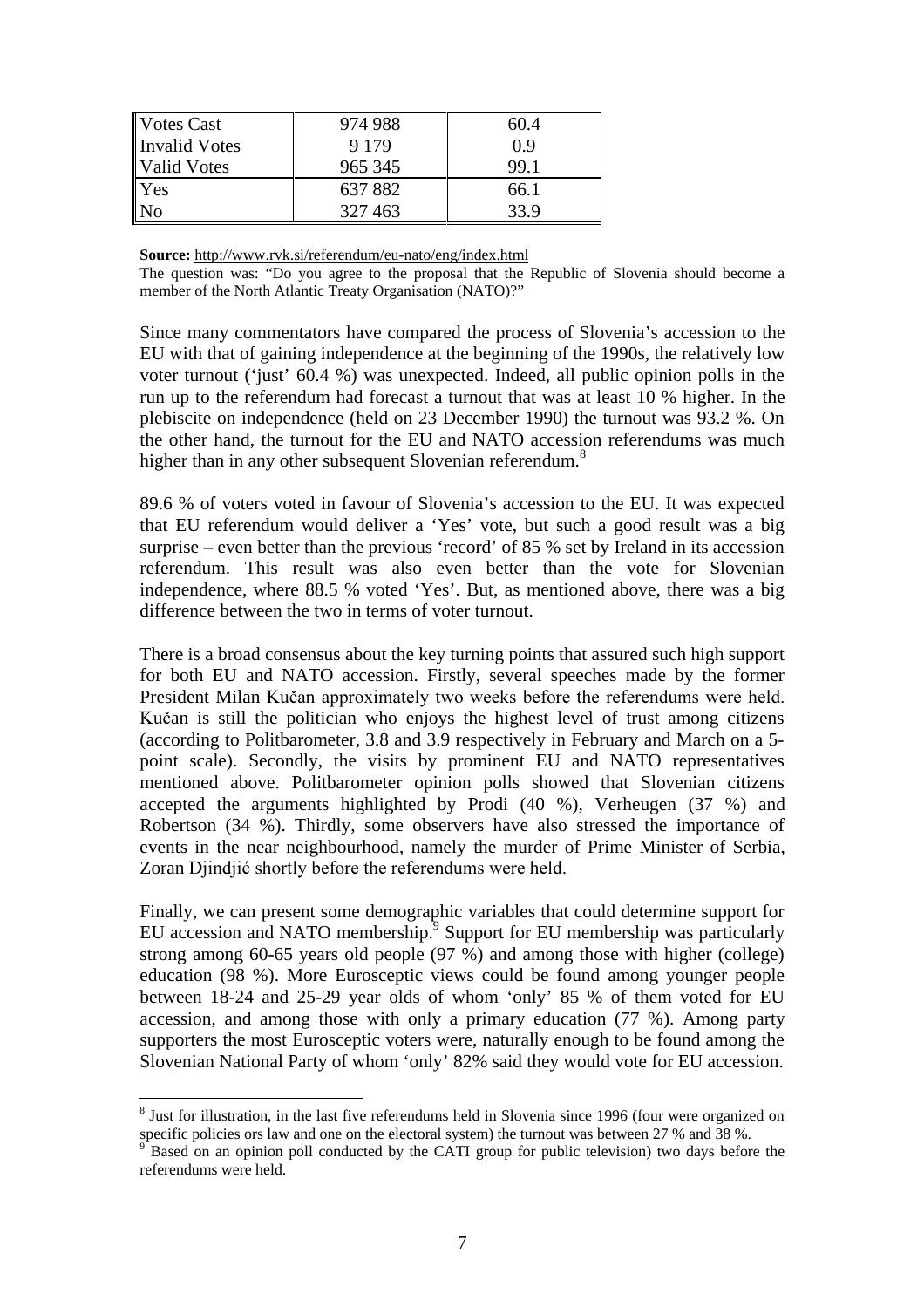| Votes Cast | 974 988 | 60.4 |
|---|---|---|
| Invalid Votes | 9 179 | 0.9 |
| Valid Votes | 965 345 | 99.1 |
| Yes | 637 882 | 66.1 |
| No | 327 463 | 33.9 |

**Source:** http://www.rvk.si/referendum/eu-nato/eng/index.html
The question was: "Do you agree to the proposal that the Republic of Slovenia should become a member of the North Atlantic Treaty Organisation (NATO)?"

Since many commentators have compared the process of Slovenia's accession to the EU with that of gaining independence at the beginning of the 1990s, the relatively low voter turnout ('just' 60.4 %) was unexpected. Indeed, all public opinion polls in the run up to the referendum had forecast a turnout that was at least 10 % higher. In the plebiscite on independence (held on 23 December 1990) the turnout was 93.2 %. On the other hand, the turnout for the EU and NATO accession referendums was much higher than in any other subsequent Slovenian referendum.[8]

89.6 % of voters voted in favour of Slovenia's accession to the EU. It was expected that EU referendum would deliver a 'Yes' vote, but such a good result was a big surprise – even better than the previous 'record' of 85 % set by Ireland in its accession referendum. This result was also even better than the vote for Slovenian independence, where 88.5 % voted 'Yes'. But, as mentioned above, there was a big difference between the two in terms of voter turnout.

There is a broad consensus about the key turning points that assured such high support for both EU and NATO accession. Firstly, several speeches made by the former President Milan Kučan approximately two weeks before the referendums were held. Kučan is still the politician who enjoys the highest level of trust among citizens (according to Politbarometer, 3.8 and 3.9 respectively in February and March on a 5-point scale). Secondly, the visits by prominent EU and NATO representatives mentioned above. Politbarometer opinion polls showed that Slovenian citizens accepted the arguments highlighted by Prodi (40 %), Verheugen (37 %) and Robertson (34 %). Thirdly, some observers have also stressed the importance of events in the near neighbourhood, namely the murder of Prime Minister of Serbia, Zoran Djindjić shortly before the referendums were held.

Finally, we can present some demographic variables that could determine support for EU accession and NATO membership.[9] Support for EU membership was particularly strong among 60-65 years old people (97 %) and among those with higher (college) education (98 %). More Eurosceptic views could be found among younger people between 18-24 and 25-29 year olds of whom 'only' 85 % of them voted for EU accession, and among those with only a primary education (77 %). Among party supporters the most Eurosceptic voters were, naturally enough to be found among the Slovenian National Party of whom 'only' 82% said they would vote for EU accession.

[8] Just for illustration, in the last five referendums held in Slovenia since 1996 (four were organized on specific policies ors law and one on the electoral system) the turnout was between 27 % and 38 %.

[9] Based on an opinion poll conducted by the CATI group for public television) two days before the referendums were held.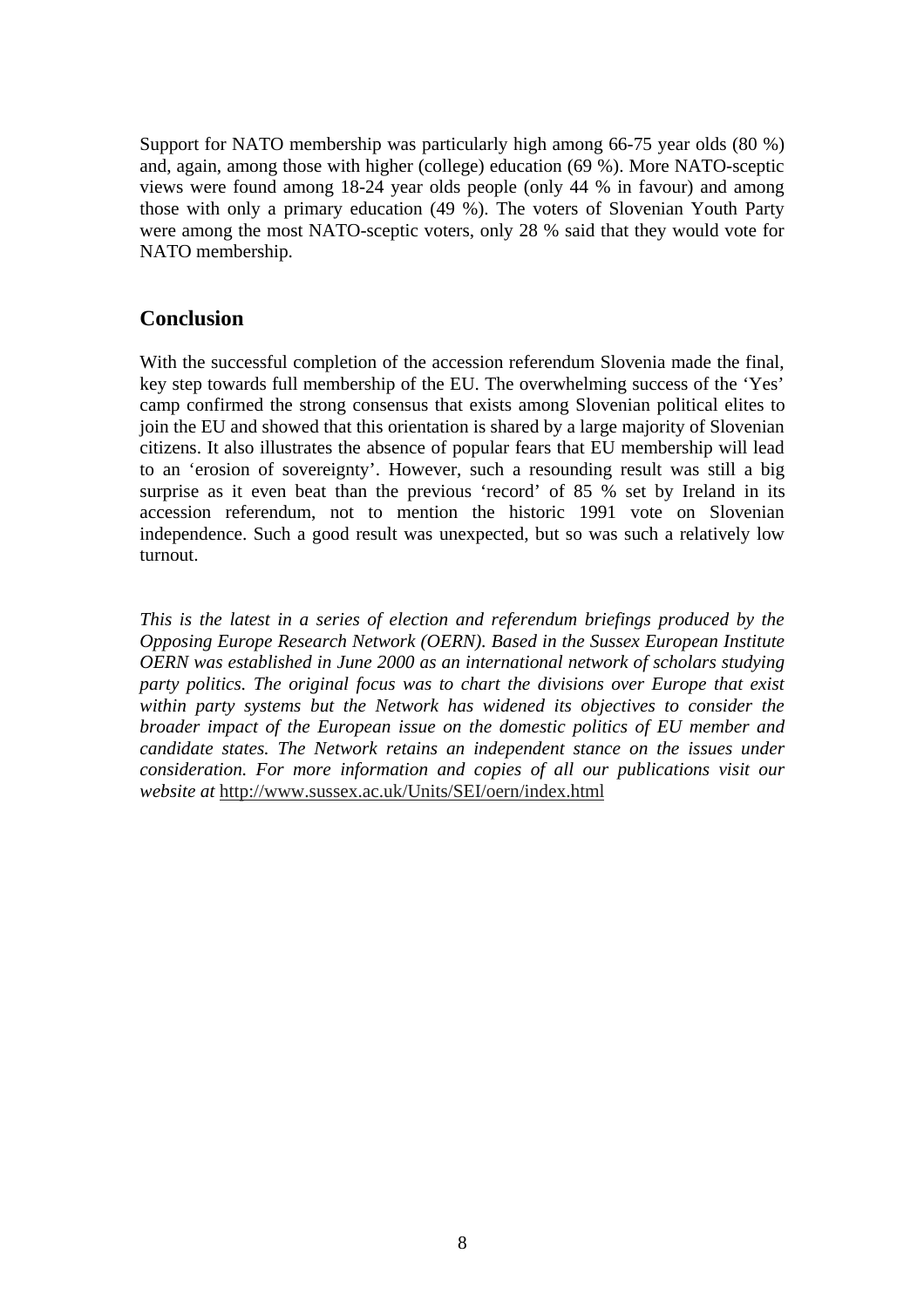Support for NATO membership was particularly high among 66-75 year olds (80 %) and, again, among those with higher (college) education (69 %). More NATO-sceptic views were found among 18-24 year olds people (only 44 % in favour) and among those with only a primary education (49 %). The voters of Slovenian Youth Party were among the most NATO-sceptic voters, only 28 % said that they would vote for NATO membership.

## Conclusion

With the successful completion of the accession referendum Slovenia made the final, key step towards full membership of the EU. The overwhelming success of the 'Yes' camp confirmed the strong consensus that exists among Slovenian political elites to join the EU and showed that this orientation is shared by a large majority of Slovenian citizens. It also illustrates the absence of popular fears that EU membership will lead to an 'erosion of sovereignty'. However, such a resounding result was still a big surprise as it even beat than the previous 'record' of 85 % set by Ireland in its accession referendum, not to mention the historic 1991 vote on Slovenian independence. Such a good result was unexpected, but so was such a relatively low turnout.

*This is the latest in a series of election and referendum briefings produced by the Opposing Europe Research Network (OERN). Based in the Sussex European Institute OERN was established in June 2000 as an international network of scholars studying party politics. The original focus was to chart the divisions over Europe that exist within party systems but the Network has widened its objectives to consider the broader impact of the European issue on the domestic politics of EU member and candidate states. The Network retains an independent stance on the issues under consideration. For more information and copies of all our publications visit our website at* http://www.sussex.ac.uk/Units/SEI/oern/index.html